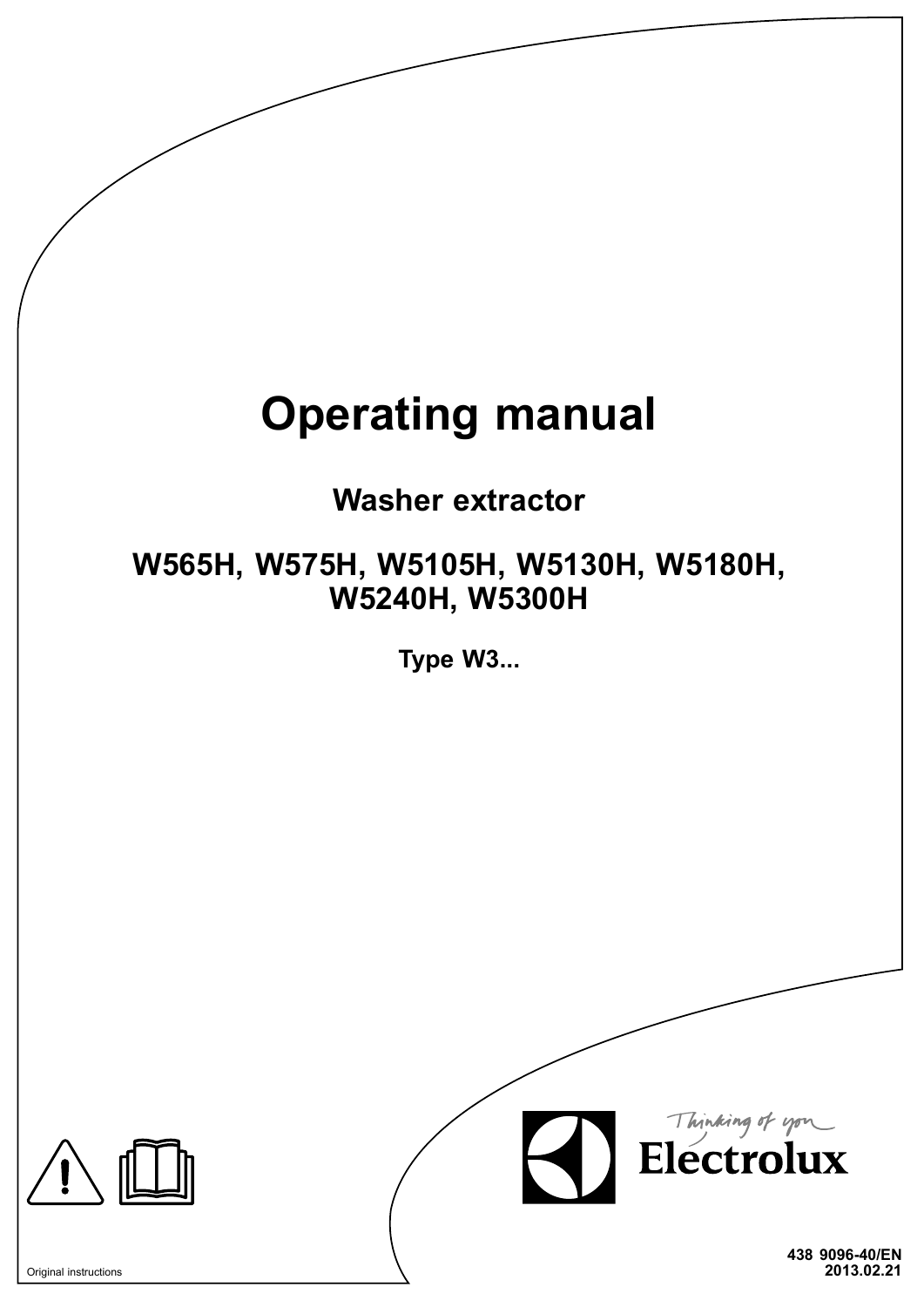# Operating manual

## Washer extractor

## W565H, W575H, W5105H, W5130H, W5180H, W5240H, W5300H

**Type W3...**

Thinking of you
Electrolux

Original instructions

**438 9096-40/EN**
**2013.02.21**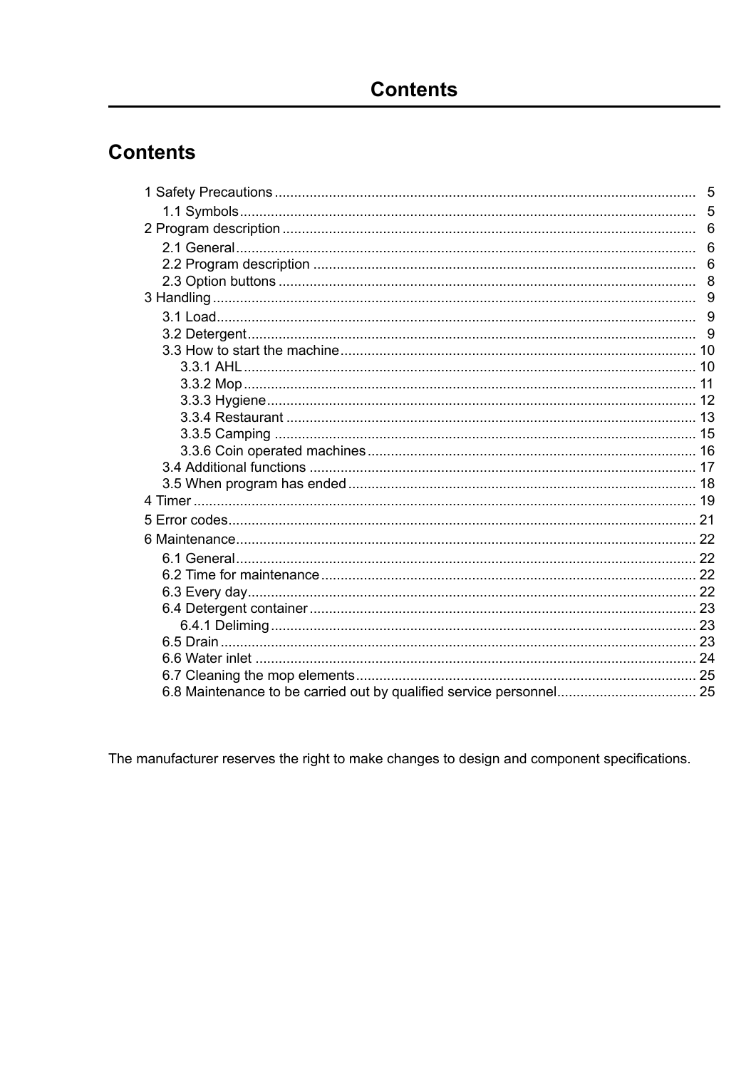# Contents

- 1 Safety Precautions ... 5
  - 1.1 Symbols ... 5
- 2 Program description ... 6
  - 2.1 General ... 6
  - 2.2 Program description ... 6
  - 2.3 Option buttons ... 8
- 3 Handling ... 9
  - 3.1 Load ... 9
  - 3.2 Detergent ... 9
  - 3.3 How to start the machine ... 10
    - 3.3.1 AHL ... 10
    - 3.3.2 Mop ... 11
    - 3.3.3 Hygiene ... 12
    - 3.3.4 Restaurant ... 13
    - 3.3.5 Camping ... 15
    - 3.3.6 Coin operated machines ... 16
  - 3.4 Additional functions ... 17
  - 3.5 When program has ended ... 18
- 4 Timer ... 19
- 5 Error codes ... 21
- 6 Maintenance ... 22
  - 6.1 General ... 22
  - 6.2 Time for maintenance ... 22
  - 6.3 Every day ... 22
  - 6.4 Detergent container ... 23
    - 6.4.1 Deliming ... 23
  - 6.5 Drain ... 23
  - 6.6 Water inlet ... 24
  - 6.7 Cleaning the mop elements ... 25
  - 6.8 Maintenance to be carried out by qualified service personnel ... 25

The manufacturer reserves the right to make changes to design and component specifications.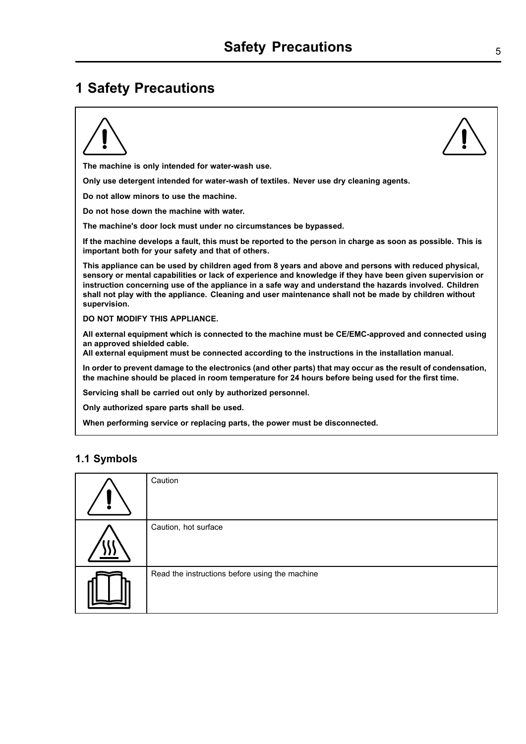# 1 Safety Precautions

**The machine is only intended for water-wash use.**

**Only use detergent intended for water-wash of textiles. Never use dry cleaning agents.**

**Do not allow minors to use the machine.**

**Do not hose down the machine with water.**

**The machine's door lock must under no circumstances be bypassed.**

**If the machine develops a fault, this must be reported to the person in charge as soon as possible. This is important both for your safety and that of others.**

**This appliance can be used by children aged from 8 years and above and persons with reduced physical, sensory or mental capabilities or lack of experience and knowledge if they have been given supervision or instruction concerning use of the appliance in a safe way and understand the hazards involved. Children shall not play with the appliance. Cleaning and user maintenance shall not be made by children without supervision.**

**DO NOT MODIFY THIS APPLIANCE.**

**All external equipment which is connected to the machine must be CE/EMC-approved and connected using an approved shielded cable.**
**All external equipment must be connected according to the instructions in the installation manual.**

**In order to prevent damage to the electronics (and other parts) that may occur as the result of condensation, the machine should be placed in room temperature for 24 hours before being used for the first time.**

**Servicing shall be carried out only by authorized personnel.**

**Only authorized spare parts shall be used.**

**When performing service or replacing parts, the power must be disconnected.**

## 1.1 Symbols

| Symbol | Description |
|---|---|
| | Caution |
| | Caution, hot surface |
| | Read the instructions before using the machine |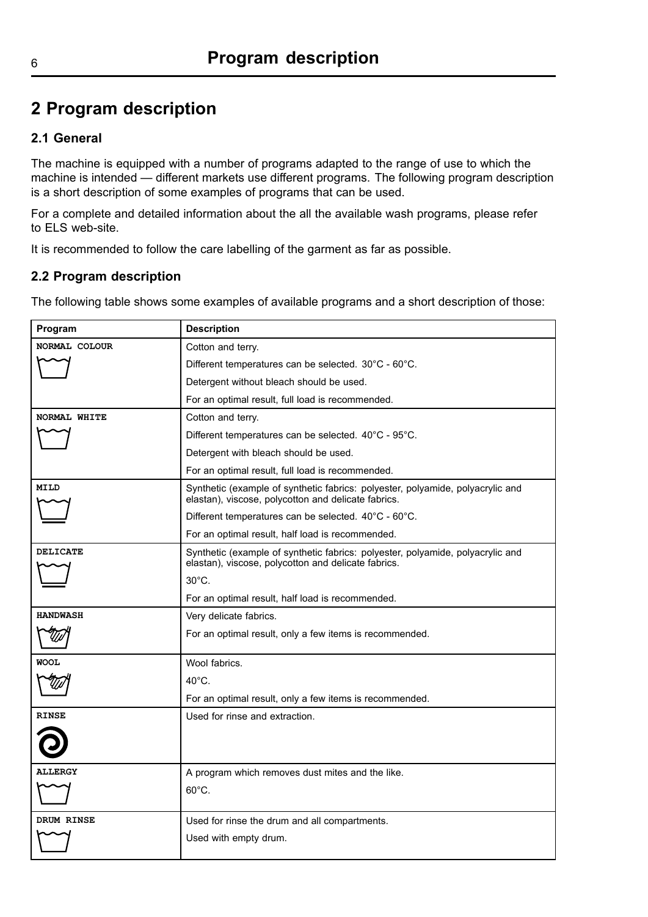# 2 Program description

## 2.1 General

The machine is equipped with a number of programs adapted to the range of use to which the machine is intended — different markets use different programs. The following program description is a short description of some examples of programs that can be used.

For a complete and detailed information about the all the available wash programs, please refer to ELS web-site.

It is recommended to follow the care labelling of the garment as far as possible.

## 2.2 Program description

The following table shows some examples of available programs and a short description of those:

| Program | Description |
|---|---|
| NORMAL COLOUR | Cotton and terry.<br>Different temperatures can be selected. 30°C - 60°C.<br>Detergent without bleach should be used.<br>For an optimal result, full load is recommended. |
| NORMAL WHITE | Cotton and terry.<br>Different temperatures can be selected. 40°C - 95°C.<br>Detergent with bleach should be used.<br>For an optimal result, full load is recommended. |
| MILD | Synthetic (example of synthetic fabrics: polyester, polyamide, polyacrylic and elastan), viscose, polycotton and delicate fabrics.<br>Different temperatures can be selected. 40°C - 60°C.<br>For an optimal result, half load is recommended. |
| DELICATE | Synthetic (example of synthetic fabrics: polyester, polyamide, polyacrylic and elastan), viscose, polycotton and delicate fabrics.<br>30°C.<br>For an optimal result, half load is recommended. |
| HANDWASH | Very delicate fabrics.<br>For an optimal result, only a few items is recommended. |
| WOOL | Wool fabrics.<br>40°C.<br>For an optimal result, only a few items is recommended. |
| RINSE | Used for rinse and extraction. |
| ALLERGY | A program which removes dust mites and the like.<br>60°C. |
| DRUM RINSE | Used for rinse the drum and all compartments.<br>Used with empty drum. |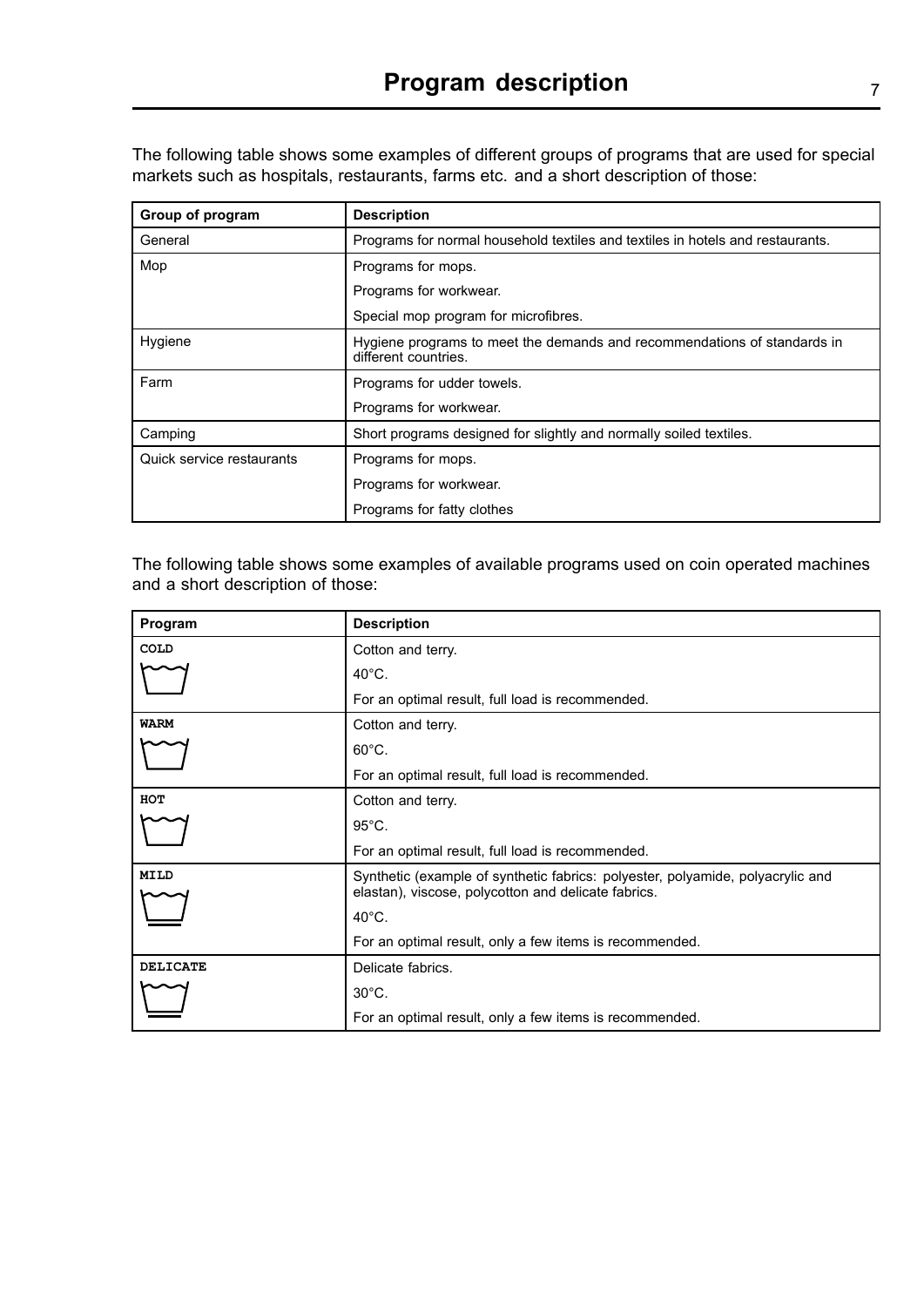# Program description

The following table shows some examples of different groups of programs that are used for special markets such as hospitals, restaurants, farms etc. and a short description of those:

| Group of program | Description |
|---|---|
| General | Programs for normal household textiles and textiles in hotels and restaurants. |
| Mop | Programs for mops. |
| | Programs for workwear. |
| | Special mop program for microfibres. |
| Hygiene | Hygiene programs to meet the demands and recommendations of standards in different countries. |
| Farm | Programs for udder towels. |
| | Programs for workwear. |
| Camping | Short programs designed for slightly and normally soiled textiles. |
| Quick service restaurants | Programs for mops. |
| | Programs for workwear. |
| | Programs for fatty clothes |

The following table shows some examples of available programs used on coin operated machines and a short description of those:

| Program | Description |
|---|---|
| COLD | Cotton and terry. |
| | 40°C. |
| | For an optimal result, full load is recommended. |
| WARM | Cotton and terry. |
| | 60°C. |
| | For an optimal result, full load is recommended. |
| HOT | Cotton and terry. |
| | 95°C. |
| | For an optimal result, full load is recommended. |
| MILD | Synthetic (example of synthetic fabrics: polyester, polyamide, polyacrylic and elastan), viscose, polycotton and delicate fabrics. |
| | 40°C. |
| | For an optimal result, only a few items is recommended. |
| DELICATE | Delicate fabrics. |
| | 30°C. |
| | For an optimal result, only a few items is recommended. |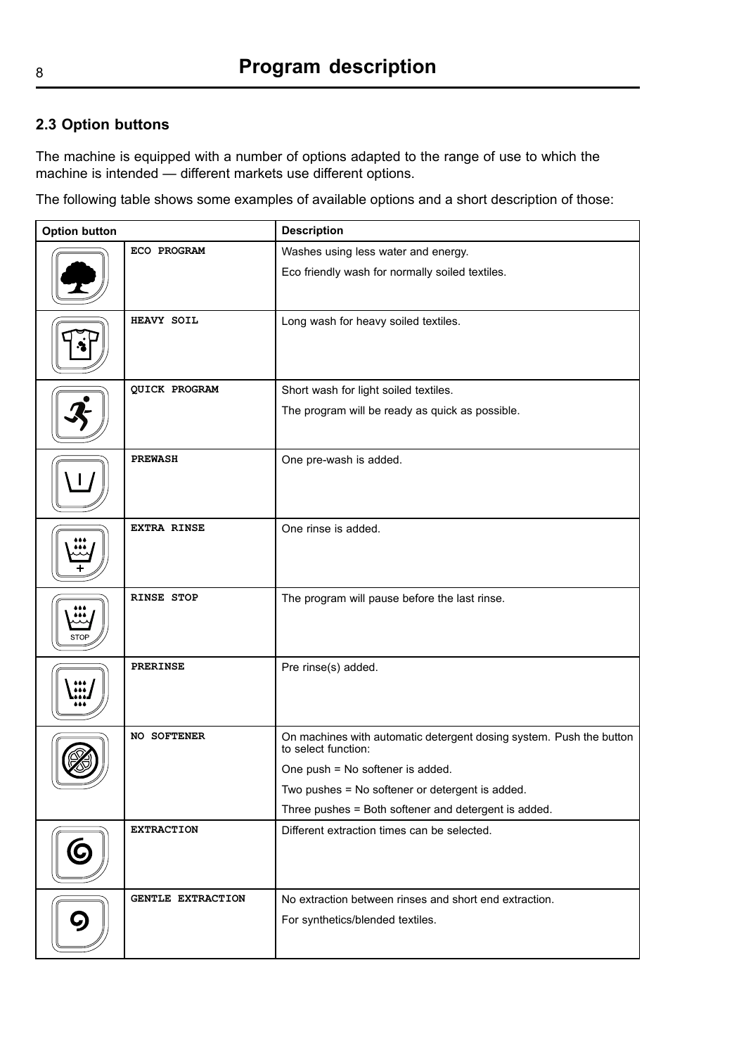## 2.3 Option buttons

The machine is equipped with a number of options adapted to the range of use to which the machine is intended — different markets use different options.

The following table shows some examples of available options and a short description of those:

| Option button | | Description |
|---|---|---|
| | ECO PROGRAM | Washes using less water and energy.<br><br>Eco friendly wash for normally soiled textiles. |
| | HEAVY SOIL | Long wash for heavy soiled textiles. |
| | QUICK PROGRAM | Short wash for light soiled textiles.<br><br>The program will be ready as quick as possible. |
| | PREWASH | One pre-wash is added. |
| | EXTRA RINSE | One rinse is added. |
| | RINSE STOP | The program will pause before the last rinse. |
| | PRERINSE | Pre rinse(s) added. |
| | NO SOFTENER | On machines with automatic detergent dosing system. Push the button to select function:<br><br>One push = No softener is added.<br><br>Two pushes = No softener or detergent is added.<br><br>Three pushes = Both softener and detergent is added. |
| | EXTRACTION | Different extraction times can be selected. |
| | GENTLE EXTRACTION | No extraction between rinses and short end extraction.<br><br>For synthetics/blended textiles. |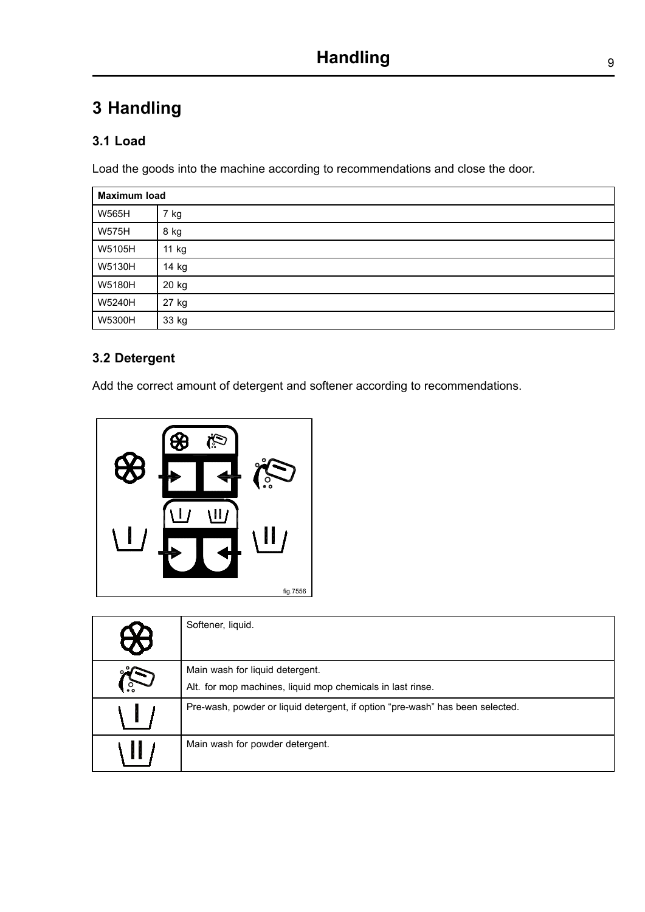# 3 Handling

## 3.1 Load

Load the goods into the machine according to recommendations and close the door.

| Maximum load | |
|---|---|
| W565H | 7 kg |
| W575H | 8 kg |
| W5105H | 11 kg |
| W5130H | 14 kg |
| W5180H | 20 kg |
| W5240H | 27 kg |
| W5300H | 33 kg |

## 3.2 Detergent

Add the correct amount of detergent and softener according to recommendations.

fig.7556

| Symbol | Description |
|---|---|
| | Softener, liquid. |
| | Main wash for liquid detergent.<br>Alt. for mop machines, liquid mop chemicals in last rinse. |
| \I/ | Pre-wash, powder or liquid detergent, if option "pre-wash" has been selected. |
| \II/ | Main wash for powder detergent. |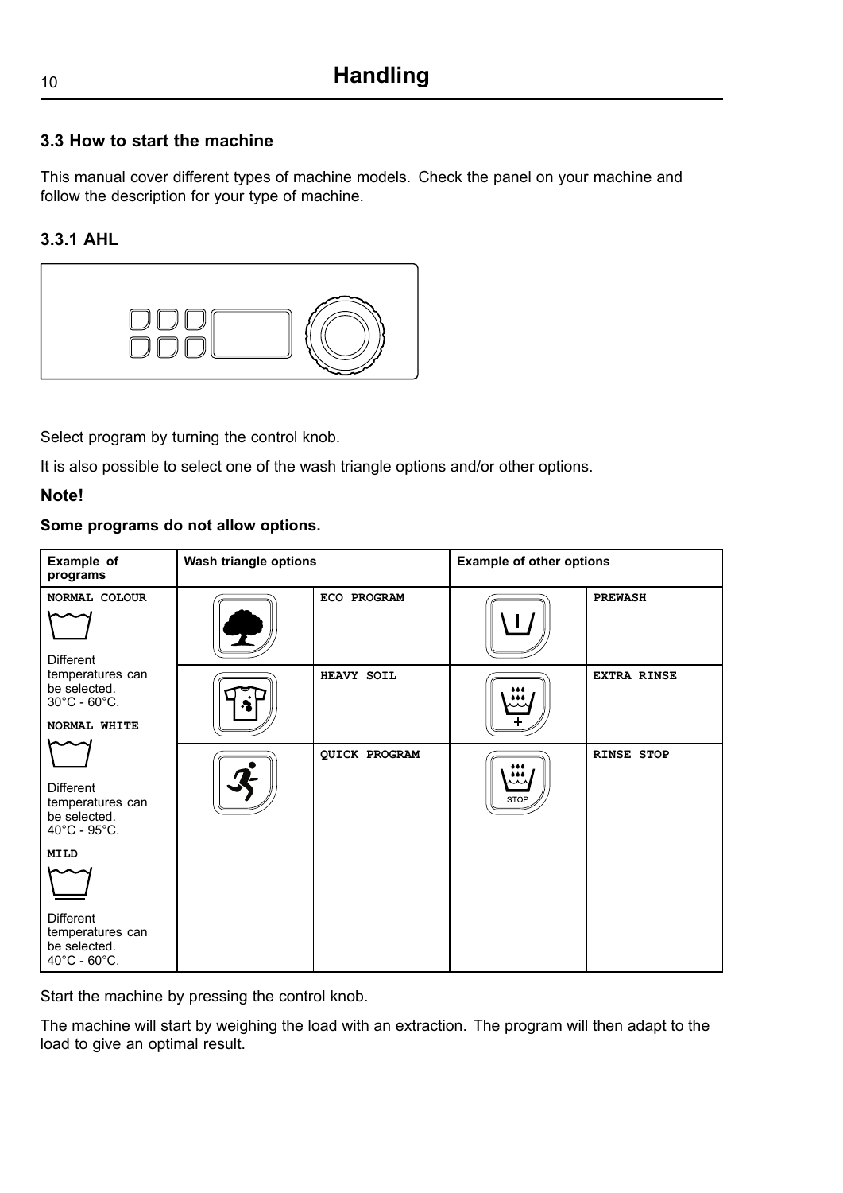## 3.3 How to start the machine

This manual cover different types of machine models. Check the panel on your machine and follow the description for your type of machine.

### 3.3.1 AHL

Select program by turning the control knob.

It is also possible to select one of the wash triangle options and/or other options.

**Note!**

**Some programs do not allow options.**

| Example of programs | Wash triangle options | | Example of other options | |
|---|---|---|---|---|
| NORMAL COLOUR<br>Different temperatures can be selected. 30°C - 60°C.<br>NORMAL WHITE<br>Different temperatures can be selected. 40°C - 95°C.<br>MILD<br>Different temperatures can be selected. 40°C - 60°C. | | ECO PROGRAM | | PREWASH |
| | | HEAVY SOIL | | EXTRA RINSE |
| | | QUICK PROGRAM | STOP | RINSE STOP |

Start the machine by pressing the control knob.

The machine will start by weighing the load with an extraction. The program will then adapt to the load to give an optimal result.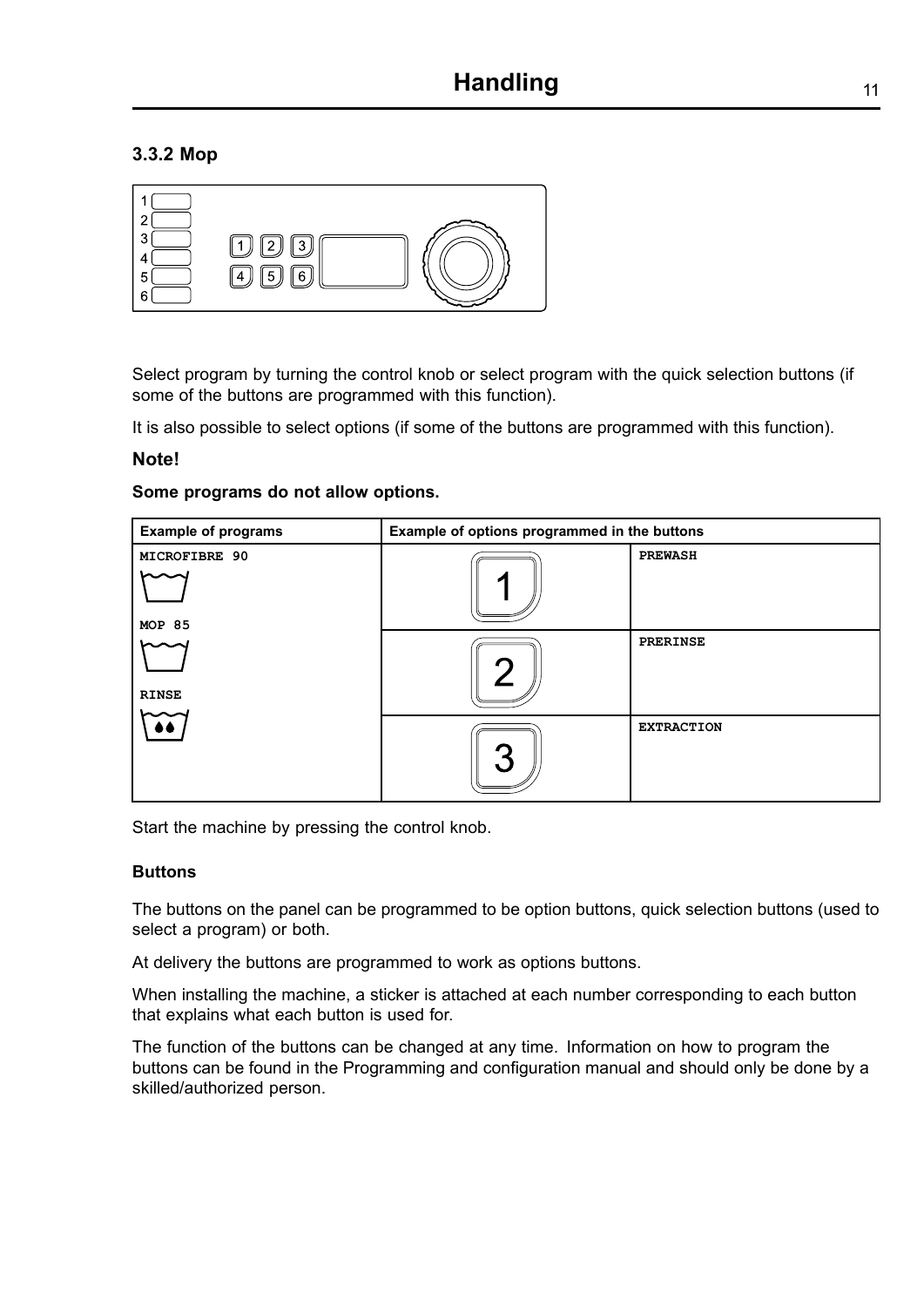### 3.3.2 Mop

Select program by turning the control knob or select program with the quick selection buttons (if some of the buttons are programmed with this function).

It is also possible to select options (if some of the buttons are programmed with this function).

**Note!**

**Some programs do not allow options.**

| Example of programs | Example of options programmed in the buttons | |
|---|---|---|
| MICROFIBRE 90<br>MOP 85<br>RINSE | 1 | PREWASH |
| | 2 | PRERINSE |
| | 3 | EXTRACTION |

Start the machine by pressing the control knob.

#### Buttons

The buttons on the panel can be programmed to be option buttons, quick selection buttons (used to select a program) or both.

At delivery the buttons are programmed to work as options buttons.

When installing the machine, a sticker is attached at each number corresponding to each button that explains what each button is used for.

The function of the buttons can be changed at any time. Information on how to program the buttons can be found in the Programming and configuration manual and should only be done by a skilled/authorized person.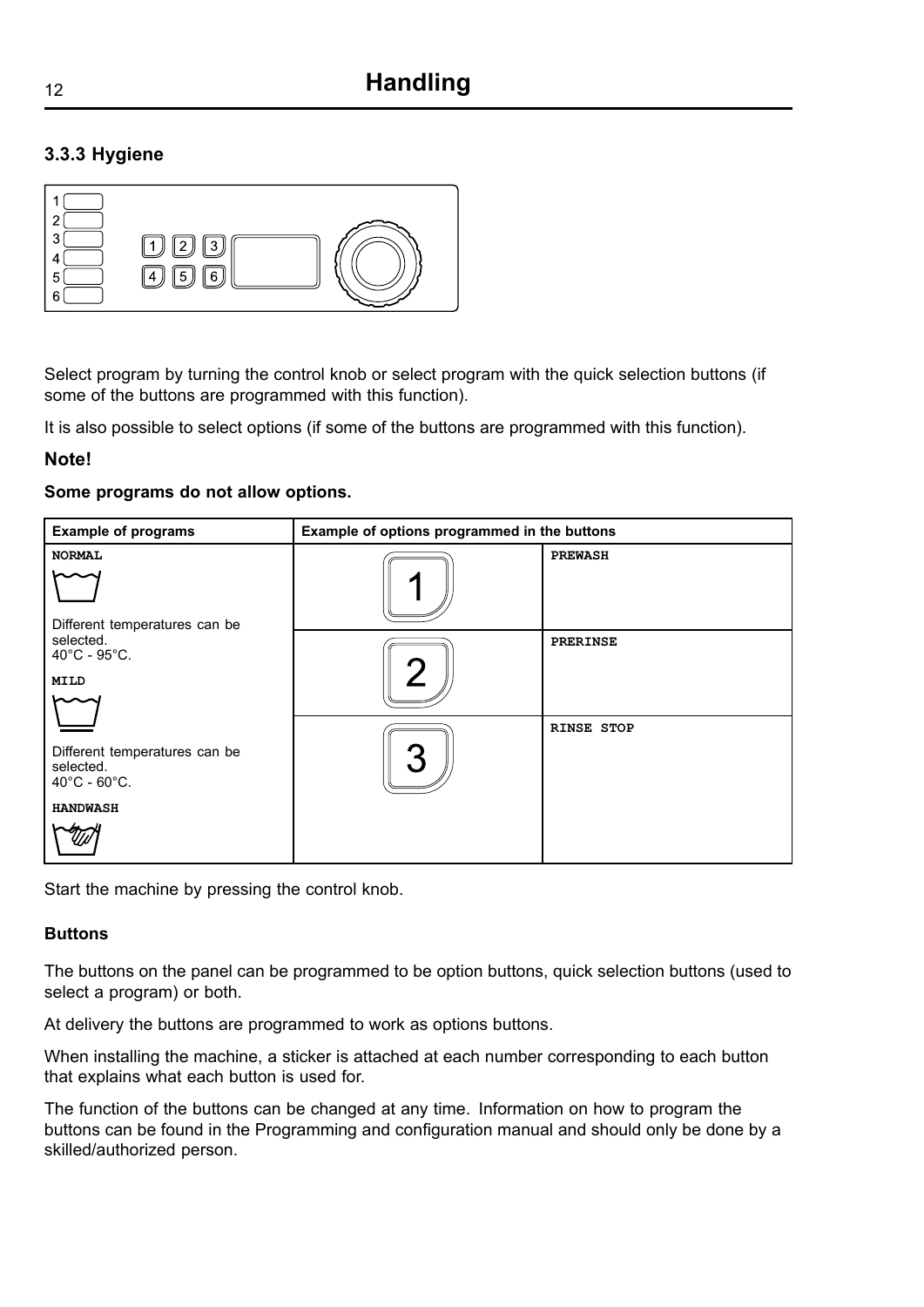### 3.3.3 Hygiene

Select program by turning the control knob or select program with the quick selection buttons (if some of the buttons are programmed with this function).

It is also possible to select options (if some of the buttons are programmed with this function).

**Note!**

**Some programs do not allow options.**

| Example of programs | Example of options programmed in the buttons | |
|---|---|---|
| NORMAL<br>Different temperatures can be selected.<br>40°C - 95°C.<br>MILD<br>Different temperatures can be selected.<br>40°C - 60°C.<br>HANDWASH | 1 | PREWASH |
| | 2 | PRERINSE |
| | 3 | RINSE STOP |

Start the machine by pressing the control knob.

#### Buttons

The buttons on the panel can be programmed to be option buttons, quick selection buttons (used to select a program) or both.

At delivery the buttons are programmed to work as options buttons.

When installing the machine, a sticker is attached at each number corresponding to each button that explains what each button is used for.

The function of the buttons can be changed at any time. Information on how to program the buttons can be found in the Programming and configuration manual and should only be done by a skilled/authorized person.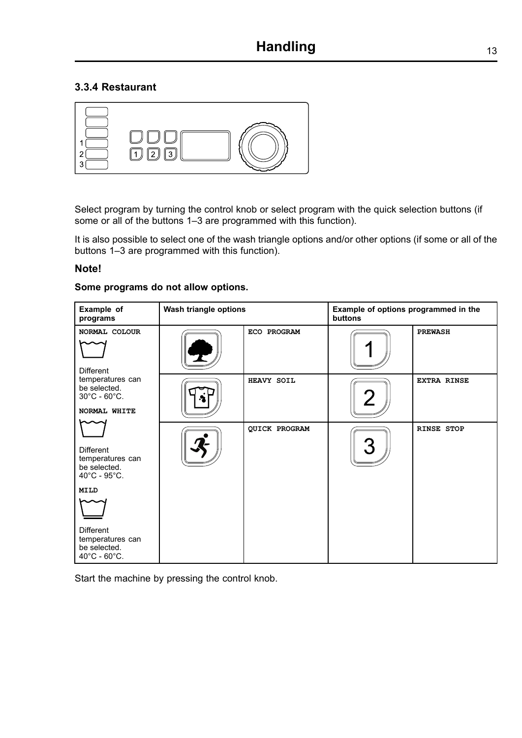### 3.3.4 Restaurant

Select program by turning the control knob or select program with the quick selection buttons (if some or all of the buttons 1–3 are programmed with this function).

It is also possible to select one of the wash triangle options and/or other options (if some or all of the buttons 1–3 are programmed with this function).

**Note!**

**Some programs do not allow options.**

| Example of programs | Wash triangle options | | Example of options programmed in the buttons | |
|---|---|---|---|---|
| NORMAL COLOUR<br>Different temperatures can be selected. 30°C - 60°C.<br>NORMAL WHITE<br>Different temperatures can be selected. 40°C - 95°C.<br>MILD<br>Different temperatures can be selected. 40°C - 60°C. | | ECO PROGRAM | 1 | PREWASH |
| | | HEAVY SOIL | 2 | EXTRA RINSE |
| | | QUICK PROGRAM | 3 | RINSE STOP |

Start the machine by pressing the control knob.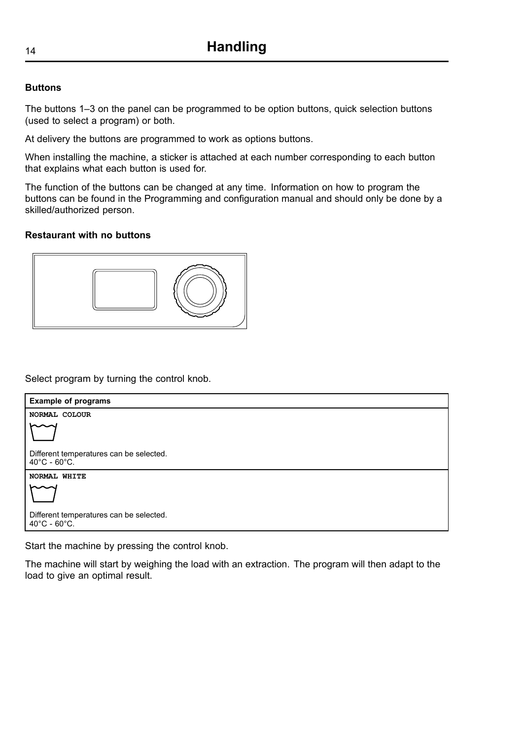# Handling

### Buttons

The buttons 1–3 on the panel can be programmed to be option buttons, quick selection buttons (used to select a program) or both.

At delivery the buttons are programmed to work as options buttons.

When installing the machine, a sticker is attached at each number corresponding to each button that explains what each button is used for.

The function of the buttons can be changed at any time. Information on how to program the buttons can be found in the Programming and configuration manual and should only be done by a skilled/authorized person.

### Restaurant with no buttons

Select program by turning the control knob.

| Example of programs |
| --- |
| NORMAL COLOUR<br>Different temperatures can be selected.<br>40°C - 60°C. |
| NORMAL WHITE<br>Different temperatures can be selected.<br>40°C - 60°C. |

Start the machine by pressing the control knob.

The machine will start by weighing the load with an extraction. The program will then adapt to the load to give an optimal result.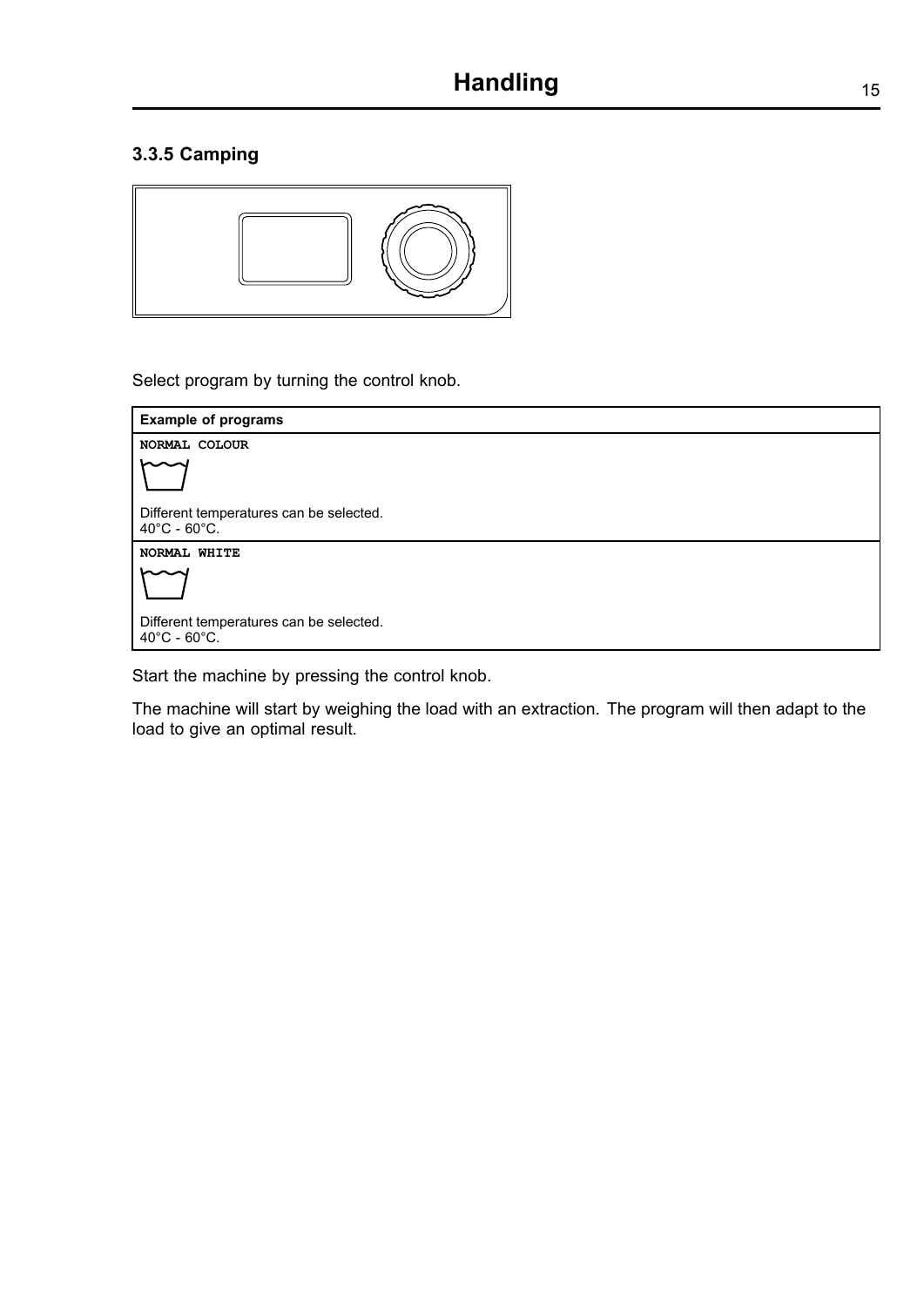### 3.3.5 Camping

Select program by turning the control knob.

| Example of programs |
|---|
| NORMAL COLOUR<br><br>Different temperatures can be selected.<br>40°C - 60°C. |
| NORMAL WHITE<br><br>Different temperatures can be selected.<br>40°C - 60°C. |

Start the machine by pressing the control knob.

The machine will start by weighing the load with an extraction. The program will then adapt to the load to give an optimal result.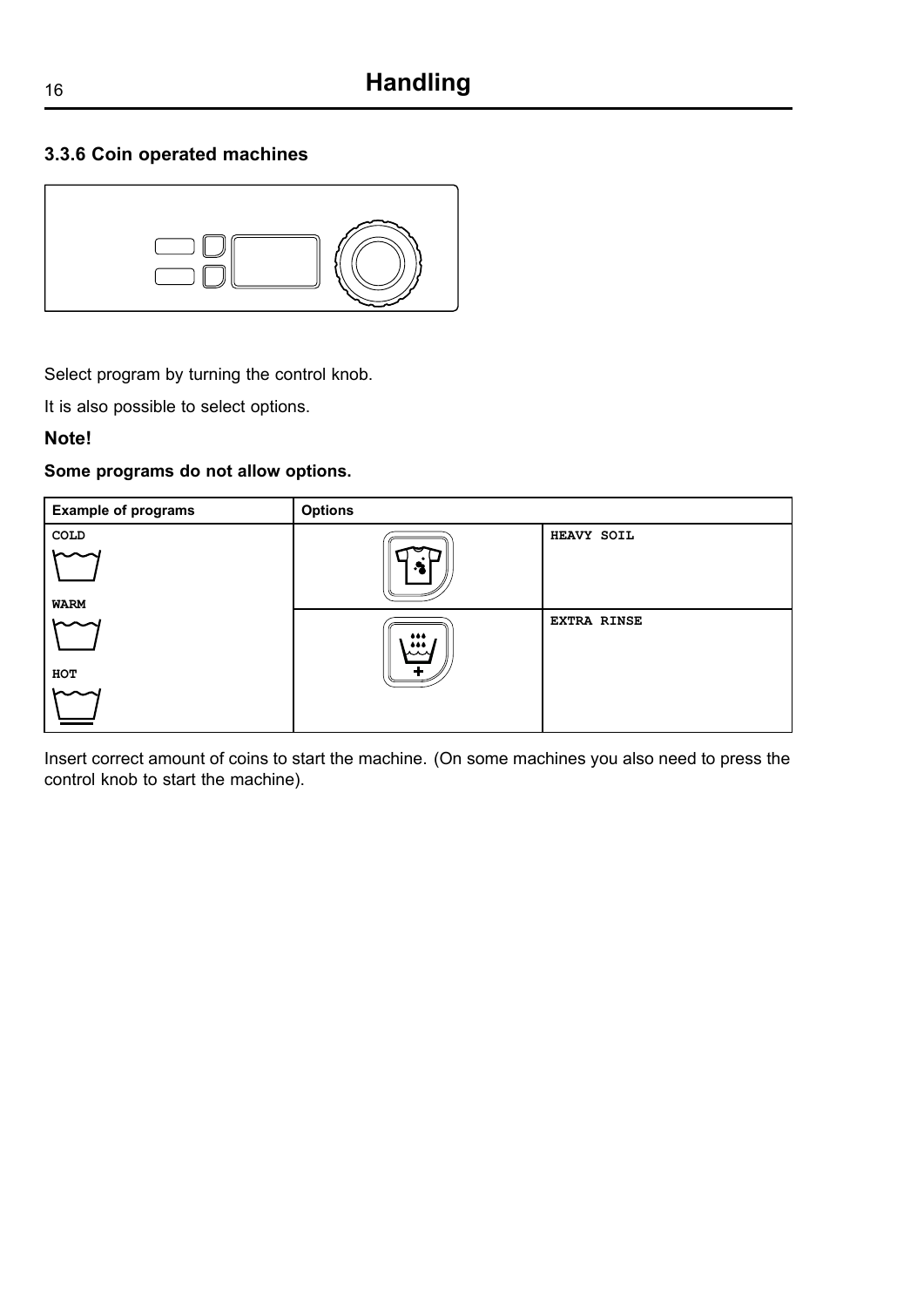## 3.3.6 Coin operated machines

Select program by turning the control knob.

It is also possible to select options.

**Note!**

**Some programs do not allow options.**

| Example of programs | Options | |
|---|---|---|
| COLD<br>WARM | | HEAVY SOIL |
| HOT | | EXTRA RINSE |

Insert correct amount of coins to start the machine. (On some machines you also need to press the control knob to start the machine).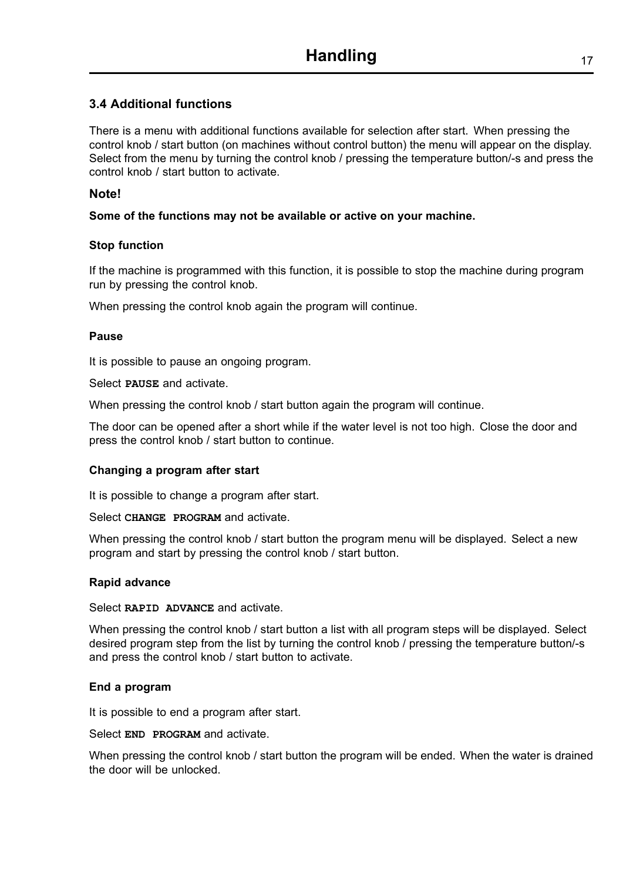## 3.4 Additional functions

There is a menu with additional functions available for selection after start. When pressing the control knob / start button (on machines without control button) the menu will appear on the display. Select from the menu by turning the control knob / pressing the temperature button/-s and press the control knob / start button to activate.

**Note!**

**Some of the functions may not be available or active on your machine.**

#### Stop function

If the machine is programmed with this function, it is possible to stop the machine during program run by pressing the control knob.

When pressing the control knob again the program will continue.

#### Pause

It is possible to pause an ongoing program.

Select **`PAUSE`** and activate.

When pressing the control knob / start button again the program will continue.

The door can be opened after a short while if the water level is not too high. Close the door and press the control knob / start button to continue.

#### Changing a program after start

It is possible to change a program after start.

Select **`CHANGE PROGRAM`** and activate.

When pressing the control knob / start button the program menu will be displayed. Select a new program and start by pressing the control knob / start button.

#### Rapid advance

Select **`RAPID ADVANCE`** and activate.

When pressing the control knob / start button a list with all program steps will be displayed. Select desired program step from the list by turning the control knob / pressing the temperature button/-s and press the control knob / start button to activate.

#### End a program

It is possible to end a program after start.

Select **`END PROGRAM`** and activate.

When pressing the control knob / start button the program will be ended. When the water is drained the door will be unlocked.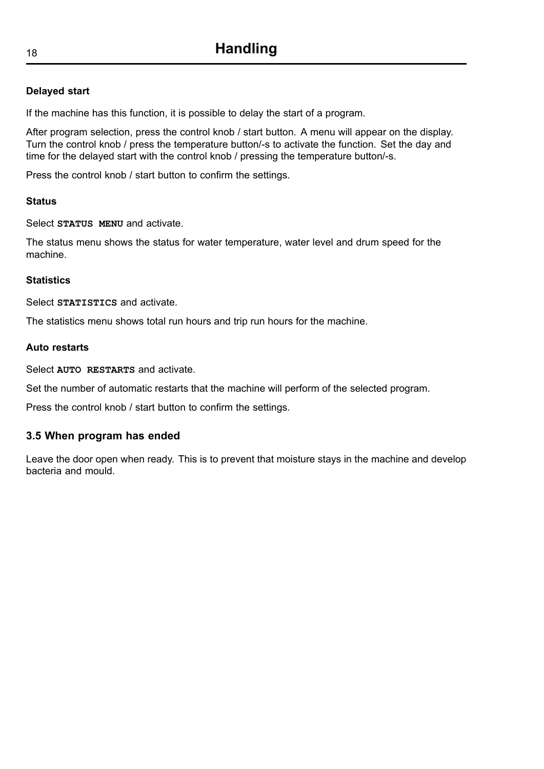#### Delayed start

If the machine has this function, it is possible to delay the start of a program.

After program selection, press the control knob / start button. A menu will appear on the display. Turn the control knob / press the temperature button/-s to activate the function. Set the day and time for the delayed start with the control knob / pressing the temperature button/-s.

Press the control knob / start button to confirm the settings.

#### Status

Select **STATUS MENU** and activate.

The status menu shows the status for water temperature, water level and drum speed for the machine.

#### Statistics

Select **STATISTICS** and activate.

The statistics menu shows total run hours and trip run hours for the machine.

#### Auto restarts

Select **AUTO RESTARTS** and activate.

Set the number of automatic restarts that the machine will perform of the selected program.

Press the control knob / start button to confirm the settings.

### 3.5 When program has ended

Leave the door open when ready. This is to prevent that moisture stays in the machine and develop bacteria and mould.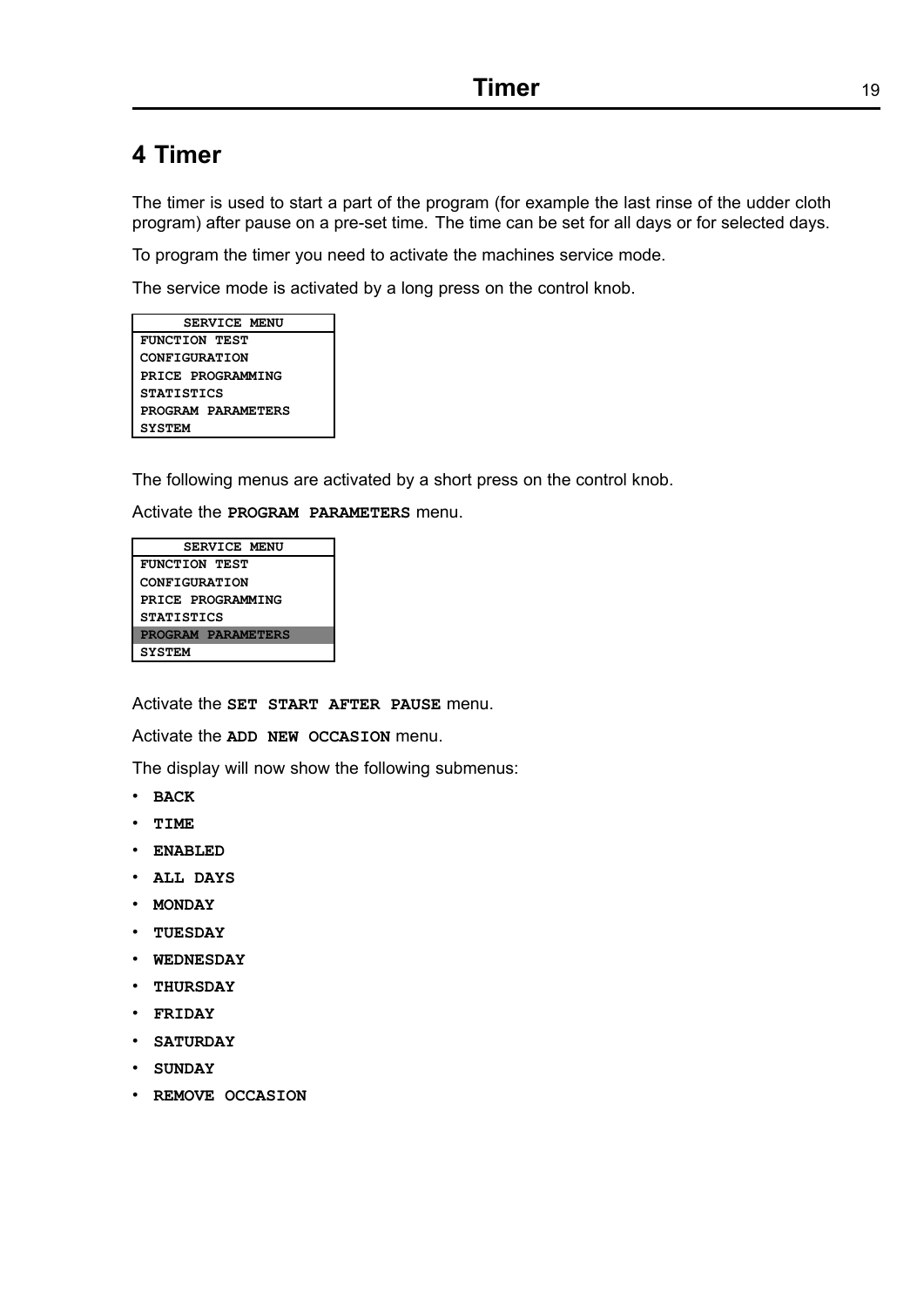# 4 Timer

The timer is used to start a part of the program (for example the last rinse of the udder cloth program) after pause on a pre-set time. The time can be set for all days or for selected days.

To program the timer you need to activate the machines service mode.

The service mode is activated by a long press on the control knob.

| SERVICE MENU |
|---|
| FUNCTION TEST |
| CONFIGURATION |
| PRICE PROGRAMMING |
| STATISTICS |
| PROGRAM PARAMETERS |
| SYSTEM |

The following menus are activated by a short press on the control knob.

Activate the **PROGRAM PARAMETERS** menu.

| SERVICE MENU |
|---|
| FUNCTION TEST |
| CONFIGURATION |
| PRICE PROGRAMMING |
| STATISTICS |
| **PROGRAM PARAMETERS** |
| SYSTEM |

Activate the **SET START AFTER PAUSE** menu.

Activate the **ADD NEW OCCASION** menu.

The display will now show the following submenus:

- **BACK**
- **TIME**
- **ENABLED**
- **ALL DAYS**
- **MONDAY**
- **TUESDAY**
- **WEDNESDAY**
- **THURSDAY**
- **FRIDAY**
- **SATURDAY**
- **SUNDAY**
- **REMOVE OCCASION**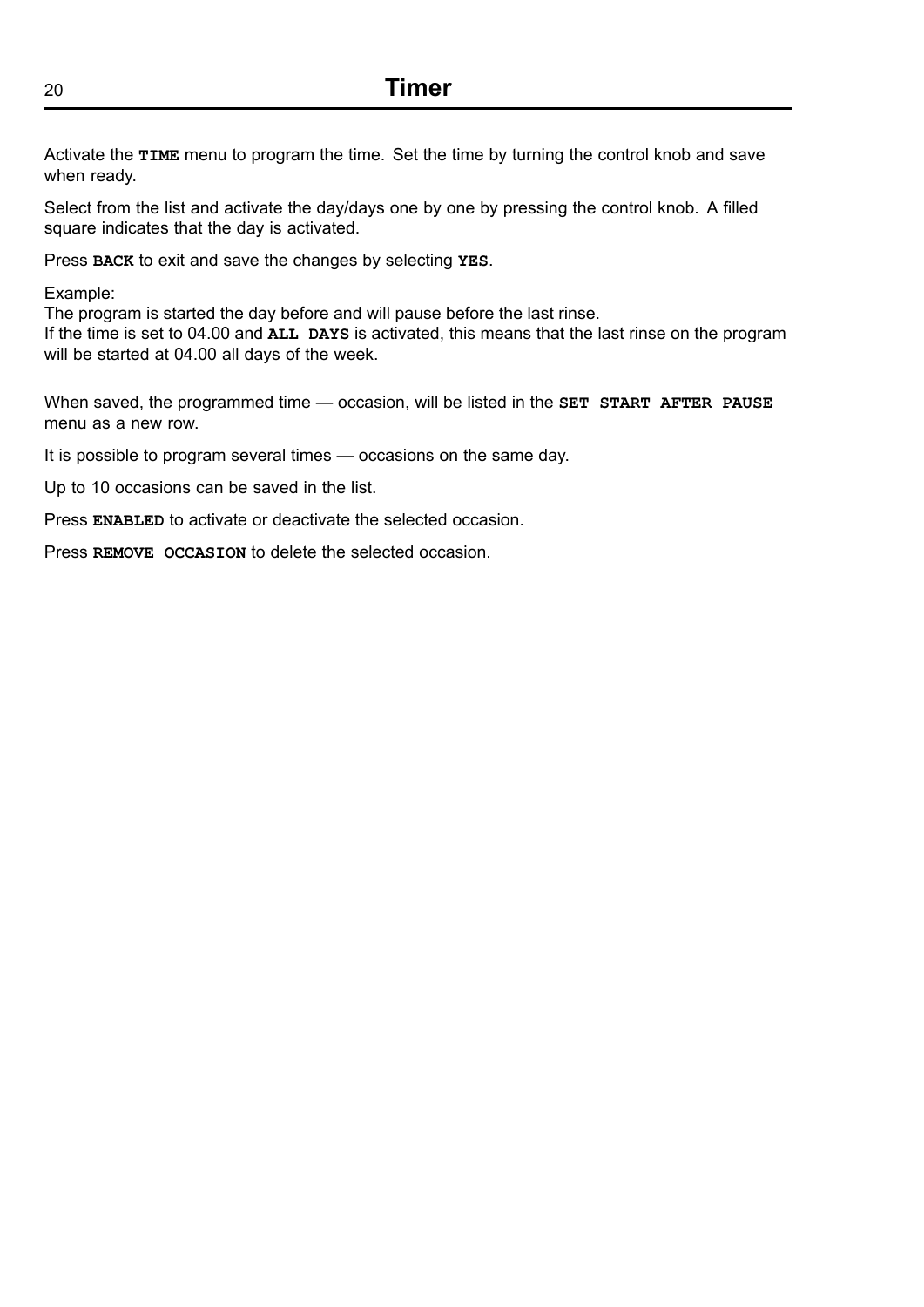# Timer

Activate the **TIME** menu to program the time. Set the time by turning the control knob and save when ready.

Select from the list and activate the day/days one by one by pressing the control knob. A filled square indicates that the day is activated.

Press **BACK** to exit and save the changes by selecting **YES**.

Example:
The program is started the day before and will pause before the last rinse.
If the time is set to 04.00 and **ALL DAYS** is activated, this means that the last rinse on the program will be started at 04.00 all days of the week.

When saved, the programmed time — occasion, will be listed in the **SET START AFTER PAUSE** menu as a new row.

It is possible to program several times — occasions on the same day.

Up to 10 occasions can be saved in the list.

Press **ENABLED** to activate or deactivate the selected occasion.

Press **REMOVE OCCASION** to delete the selected occasion.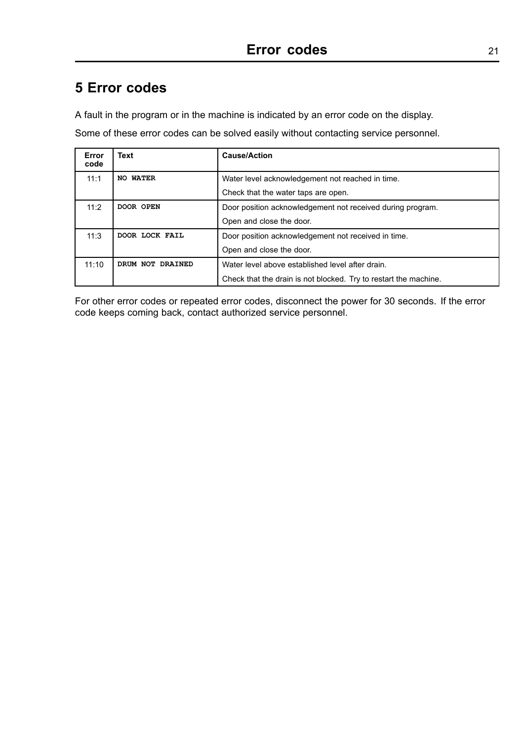# 5 Error codes

A fault in the program or in the machine is indicated by an error code on the display.

Some of these error codes can be solved easily without contacting service personnel.

| Error code | Text | Cause/Action |
| --- | --- | --- |
| 11:1 | **NO WATER** | Water level acknowledgement not reached in time.<br>Check that the water taps are open. |
| 11:2 | **DOOR OPEN** | Door position acknowledgement not received during program.<br>Open and close the door. |
| 11:3 | **DOOR LOCK FAIL** | Door position acknowledgement not received in time.<br>Open and close the door. |
| 11:10 | **DRUM NOT DRAINED** | Water level above established level after drain.<br>Check that the drain is not blocked. Try to restart the machine. |

For other error codes or repeated error codes, disconnect the power for 30 seconds. If the error code keeps coming back, contact authorized service personnel.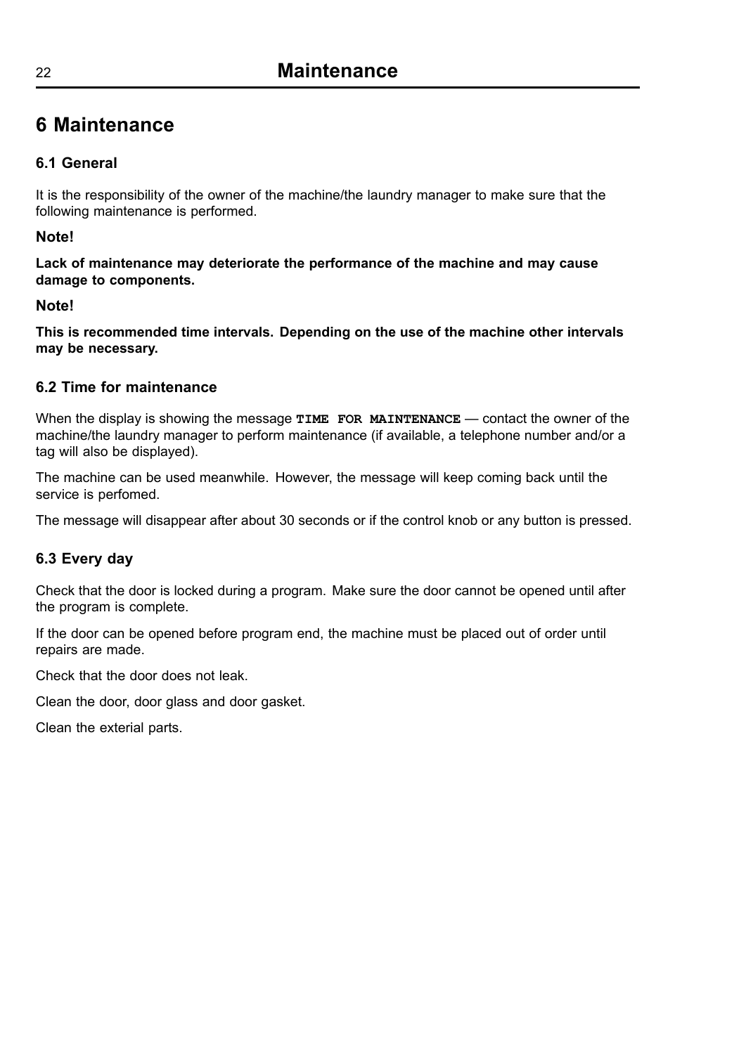# 6 Maintenance

## 6.1 General

It is the responsibility of the owner of the machine/the laundry manager to make sure that the following maintenance is performed.

**Note!**

**Lack of maintenance may deteriorate the performance of the machine and may cause damage to components.**

**Note!**

**This is recommended time intervals. Depending on the use of the machine other intervals may be necessary.**

## 6.2 Time for maintenance

When the display is showing the message **`TIME FOR MAINTENANCE`** — contact the owner of the machine/the laundry manager to perform maintenance (if available, a telephone number and/or a tag will also be displayed).

The machine can be used meanwhile. However, the message will keep coming back until the service is perfomed.

The message will disappear after about 30 seconds or if the control knob or any button is pressed.

## 6.3 Every day

Check that the door is locked during a program. Make sure the door cannot be opened until after the program is complete.

If the door can be opened before program end, the machine must be placed out of order until repairs are made.

Check that the door does not leak.

Clean the door, door glass and door gasket.

Clean the exterial parts.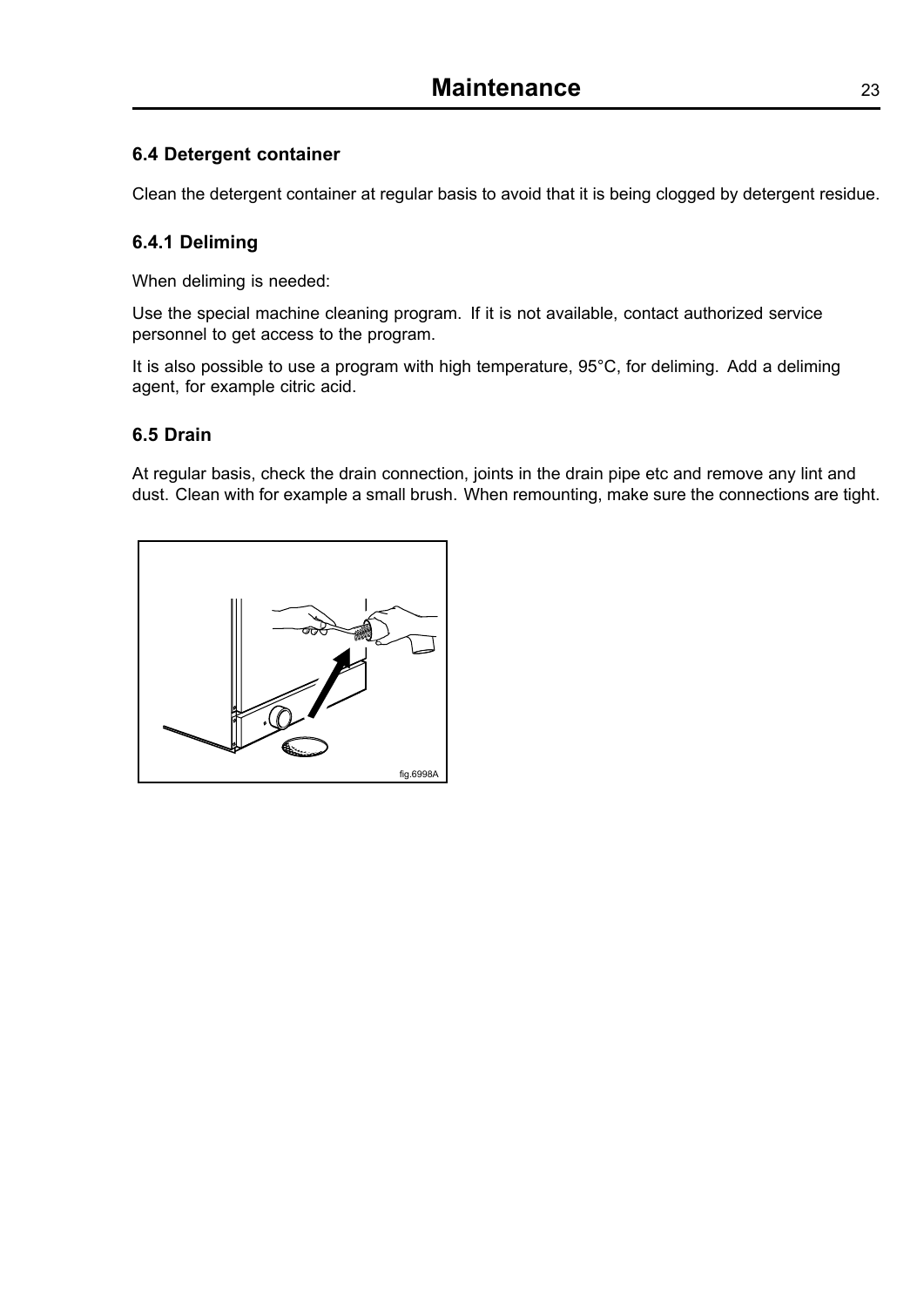## 6.4 Detergent container

Clean the detergent container at regular basis to avoid that it is being clogged by detergent residue.

### 6.4.1 Deliming

When deliming is needed:

Use the special machine cleaning program. If it is not available, contact authorized service personnel to get access to the program.

It is also possible to use a program with high temperature, 95°C, for deliming. Add a deliming agent, for example citric acid.

## 6.5 Drain

At regular basis, check the drain connection, joints in the drain pipe etc and remove any lint and dust. Clean with for example a small brush. When remounting, make sure the connections are tight.

fig.6998A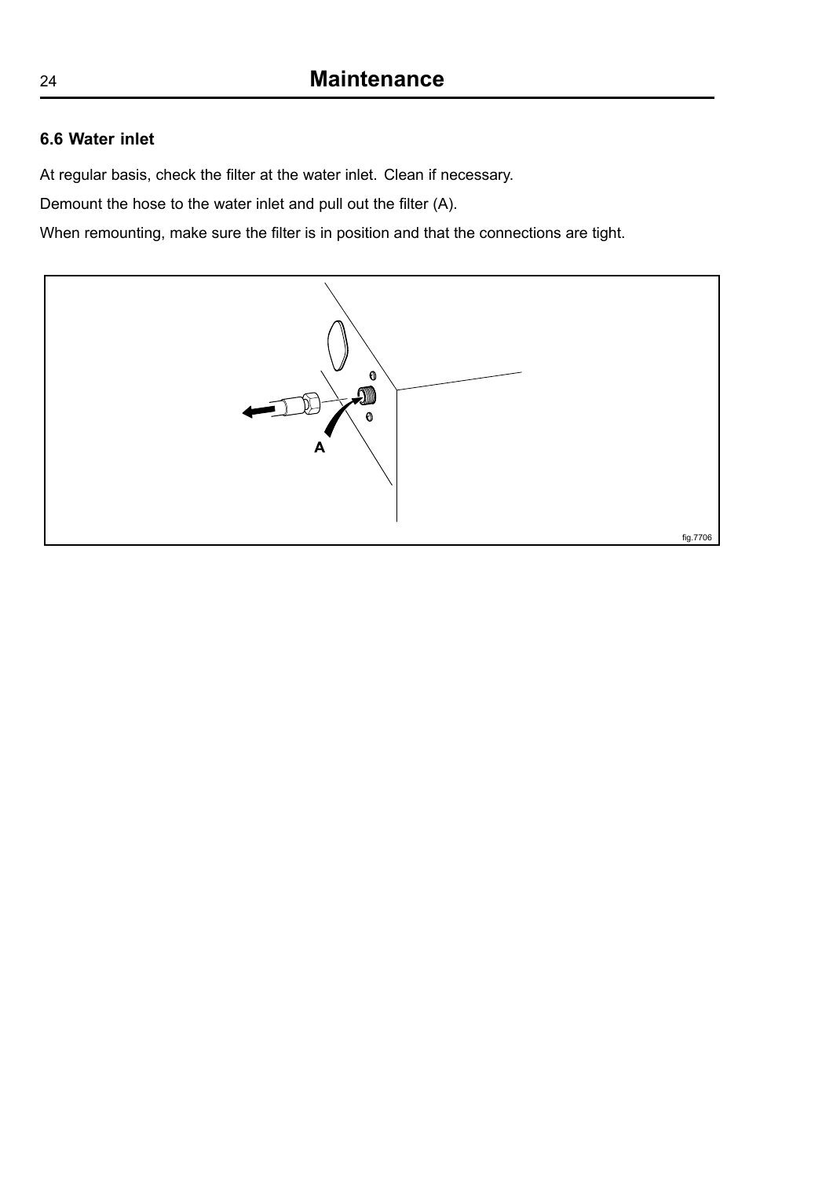## 6.6 Water inlet

At regular basis, check the filter at the water inlet. Clean if necessary.

Demount the hose to the water inlet and pull out the filter (A).

When remounting, make sure the filter is in position and that the connections are tight.

fig.7706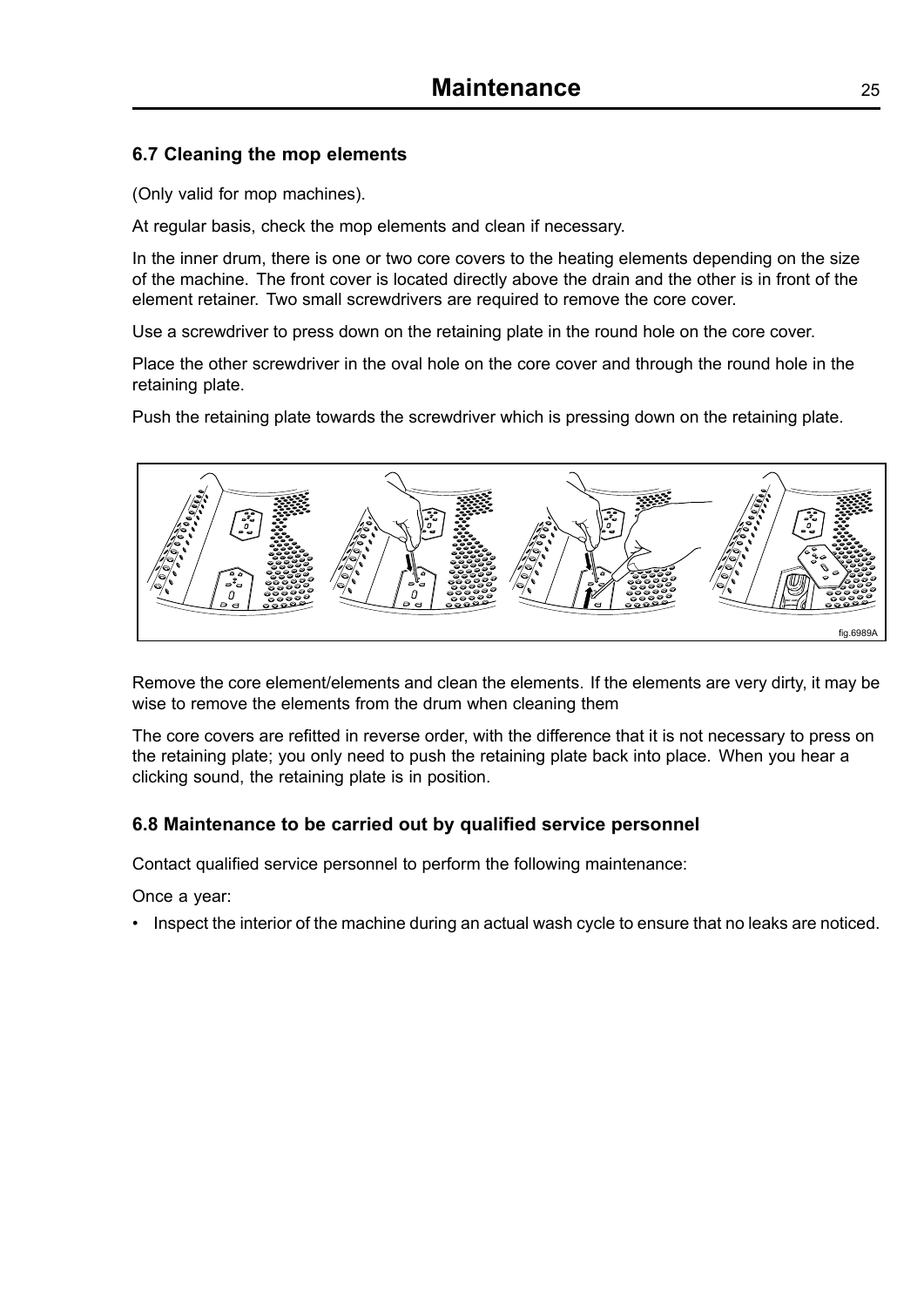## 6.7 Cleaning the mop elements

(Only valid for mop machines).

At regular basis, check the mop elements and clean if necessary.

In the inner drum, there is one or two core covers to the heating elements depending on the size of the machine. The front cover is located directly above the drain and the other is in front of the element retainer. Two small screwdrivers are required to remove the core cover.

Use a screwdriver to press down on the retaining plate in the round hole on the core cover.

Place the other screwdriver in the oval hole on the core cover and through the round hole in the retaining plate.

Push the retaining plate towards the screwdriver which is pressing down on the retaining plate.

fig.6989A

Remove the core element/elements and clean the elements. If the elements are very dirty, it may be wise to remove the elements from the drum when cleaning them

The core covers are refitted in reverse order, with the difference that it is not necessary to press on the retaining plate; you only need to push the retaining plate back into place. When you hear a clicking sound, the retaining plate is in position.

## 6.8 Maintenance to be carried out by qualified service personnel

Contact qualified service personnel to perform the following maintenance:

Once a year:

- Inspect the interior of the machine during an actual wash cycle to ensure that no leaks are noticed.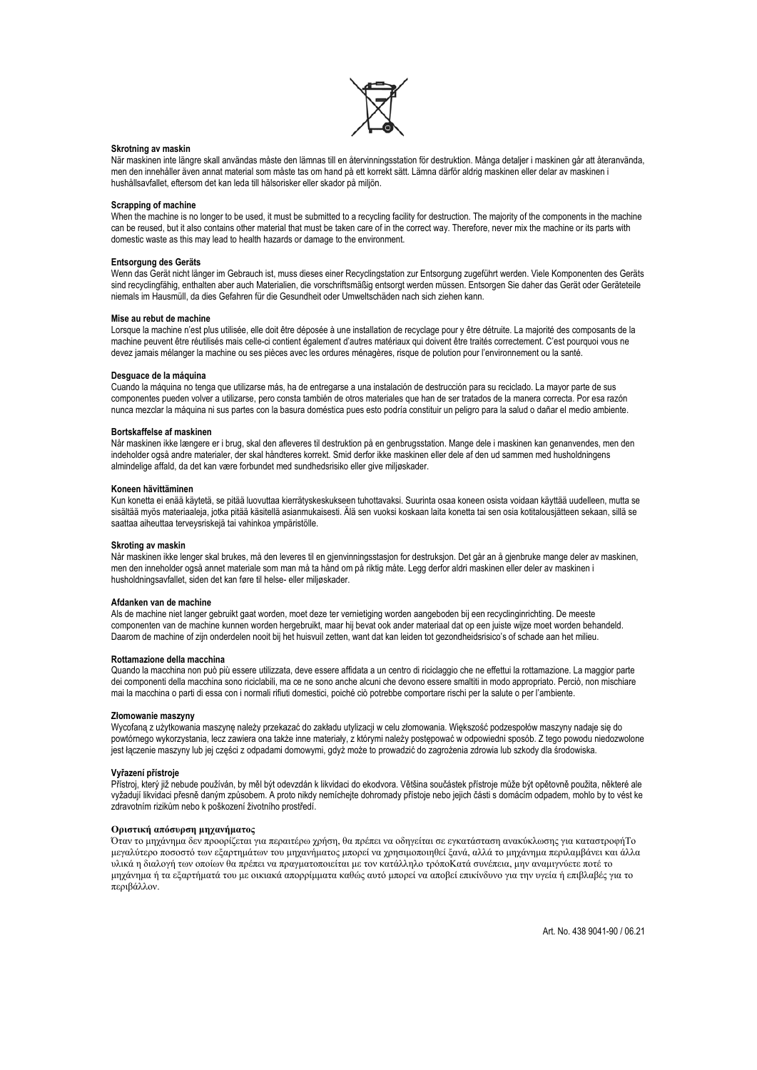### Skrotning av maskin

När maskinen inte längre skall användas måste den lämnas till en återvinningsstation för destruktion. Många detaljer i maskinen går att återanvända, men den innehåller även annat material som måste tas om hand på ett korrekt sätt. Lämna därför aldrig maskinen eller delar av maskinen i hushållsavfallet, eftersom det kan leda till hälsorisker eller skador på miljön.

### Scrapping of machine

When the machine is no longer to be used, it must be submitted to a recycling facility for destruction. The majority of the components in the machine can be reused, but it also contains other material that must be taken care of in the correct way. Therefore, never mix the machine or its parts with domestic waste as this may lead to health hazards or damage to the environment.

### Entsorgung des Geräts

Wenn das Gerät nicht länger im Gebrauch ist, muss dieses einer Recyclingstation zur Entsorgung zugeführt werden. Viele Komponenten des Geräts sind recyclingfähig, enthalten aber auch Materialien, die vorschriftsmäßig entsorgt werden müssen. Entsorgen Sie daher das Gerät oder Geräteteile niemals im Hausmüll, da dies Gefahren für die Gesundheit oder Umweltschäden nach sich ziehen kann.

### Mise au rebut de machine

Lorsque la machine n'est plus utilisée, elle doit être déposée à une installation de recyclage pour y être détruite. La majorité des composants de la machine peuvent être réutilisés mais celle-ci contient également d'autres matériaux qui doivent être traités correctement. C'est pourquoi vous ne devez jamais mélanger la machine ou ses pièces avec les ordures ménagères, risque de polution pour l'environnement ou la santé.

### Desguace de la máquina

Cuando la máquina no tenga que utilizarse más, ha de entregarse a una instalación de destrucción para su reciclado. La mayor parte de sus componentes pueden volver a utilizarse, pero consta también de otros materiales que han de ser tratados de la manera correcta. Por esa razón nunca mezclar la máquina ni sus partes con la basura doméstica pues esto podría constituir un peligro para la salud o dañar el medio ambiente.

### Bortskaffelse af maskinen

Når maskinen ikke længere er i brug, skal den afleveres til destruktion på en genbrugsstation. Mange dele i maskinen kan genanvendes, men den indeholder også andre materialer, der skal håndteres korrekt. Smid derfor ikke maskinen eller dele af den ud sammen med husholdningens almindelige affald, da det kan være forbundet med sundhedsrisiko eller give miljøskader.

### Koneen hävittäminen

Kun konetta ei enää käytetä, se pitää luovuttaa kierrätyskeskukseen tuhottavaksi. Suurinta osaa koneen osista voidaan käyttää uudelleen, mutta se sisältää myös materiaaleja, jotka pitää käsitellä asianmukaisesti. Älä sen vuoksi koskaan laita konetta tai sen osia kotitalousjätteen sekaan, sillä se saattaa aiheuttaa terveysriskejä tai vahinkoa ympäristölle.

### Skroting av maskin

Når maskinen ikke lenger skal brukes, må den leveres til en gjenvinningsstasjon for destruksjon. Det går an å gjenbruke mange deler av maskinen, men den inneholder også annet materiale som man må ta hånd om på riktig måte. Legg derfor aldri maskinen eller deler av maskinen i husholdningsavfallet, siden det kan føre til helse- eller miljøskader.

### Afdanken van de machine

Als de machine niet langer gebruikt gaat worden, moet deze ter vernietiging worden aangeboden bij een recyclinginrichting. De meeste componenten van de machine kunnen worden hergebruikt, maar hij bevat ook ander materiaal dat op een juiste wijze moet worden behandeld. Daarom de machine of zijn onderdelen nooit bij het huisvuil zetten, want dat kan leiden tot gezondheidsrisico's of schade aan het milieu.

### Rottamazione della macchina

Quando la macchina non può più essere utilizzata, deve essere affidata a un centro di riciclaggio che ne effettui la rottamazione. La maggior parte dei componenti della macchina sono riciclabili, ma ce ne sono anche alcuni che devono essere smaltiti in modo appropriato. Perciò, non mischiare mai la macchina o parti di essa con i normali rifiuti domestici, poiché ciò potrebbe comportare rischi per la salute o per l'ambiente.

### Złomowanie maszyny

Wycofaną z użytkowania maszynę należy przekazać do zakładu utylizacji w celu złomowania. Większość podzespołów maszyny nadaje się do powtórnego wykorzystania, lecz zawiera ona także inne materiały, z którymi należy postępować w odpowiedni sposób. Z tego powodu niedozwolone jest łączenie maszyny lub jej części z odpadami domowymi, gdyż może to prowadzić do zagrożenia zdrowia lub szkody dla środowiska.

### Vyřazení přístroje

Přístroj, který již nebude používán, by měl být odevzdán k likvidaci do ekodvora. Většina součástek přístroje může být opětovně použita, některé ale vyžadují likvidaci přesně daným způsobem. A proto nikdy nemíchejte dohromady přístoje nebo jejich části s domácím odpadem, mohlo by to vést ke zdravotním rizikům nebo k poškození životního prostředí.

### Οριστική απόσυρση μηχανήματος

Όταν το μηχάνημα δεν προορίζεται για περαιτέρω χρήση, θα πρέπει να οδηγείται σε εγκατάσταση ανακύκλωσης για καταστροφήΤο μεγαλύτερο ποσοστό των εξαρτημάτων του μηχανήματος μπορεί να χρησιμοποιηθεί ξανά, αλλά το μηχάνημα περιλαμβάνει και άλλα υλικά η διαλογή των οποίων θα πρέπει να πραγματοποιείται με τον κατάλληλο τρόποΚατά συνέπεια, μην αναμιγνύετε ποτέ το μηχάνημα ή τα εξαρτήματά του με οικιακά απορρίμματα καθώς αυτό μπορεί να αποβεί επικίνδυνο για την υγεία ή επιβλαβές για το περιβάλλον.

Art. No. 438 9041-90 / 06.21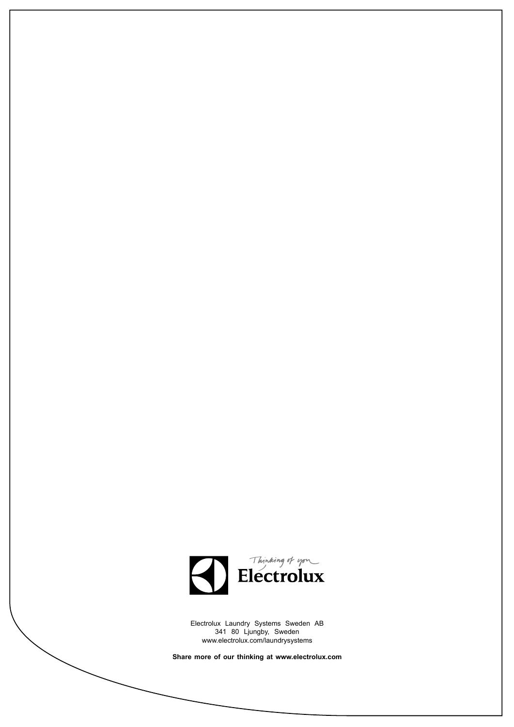Thinking of you
Electrolux

Electrolux Laundry Systems Sweden AB
341 80 Ljungby, Sweden
www.electrolux.com/laundrysystems

**Share more of our thinking at www.electrolux.com**